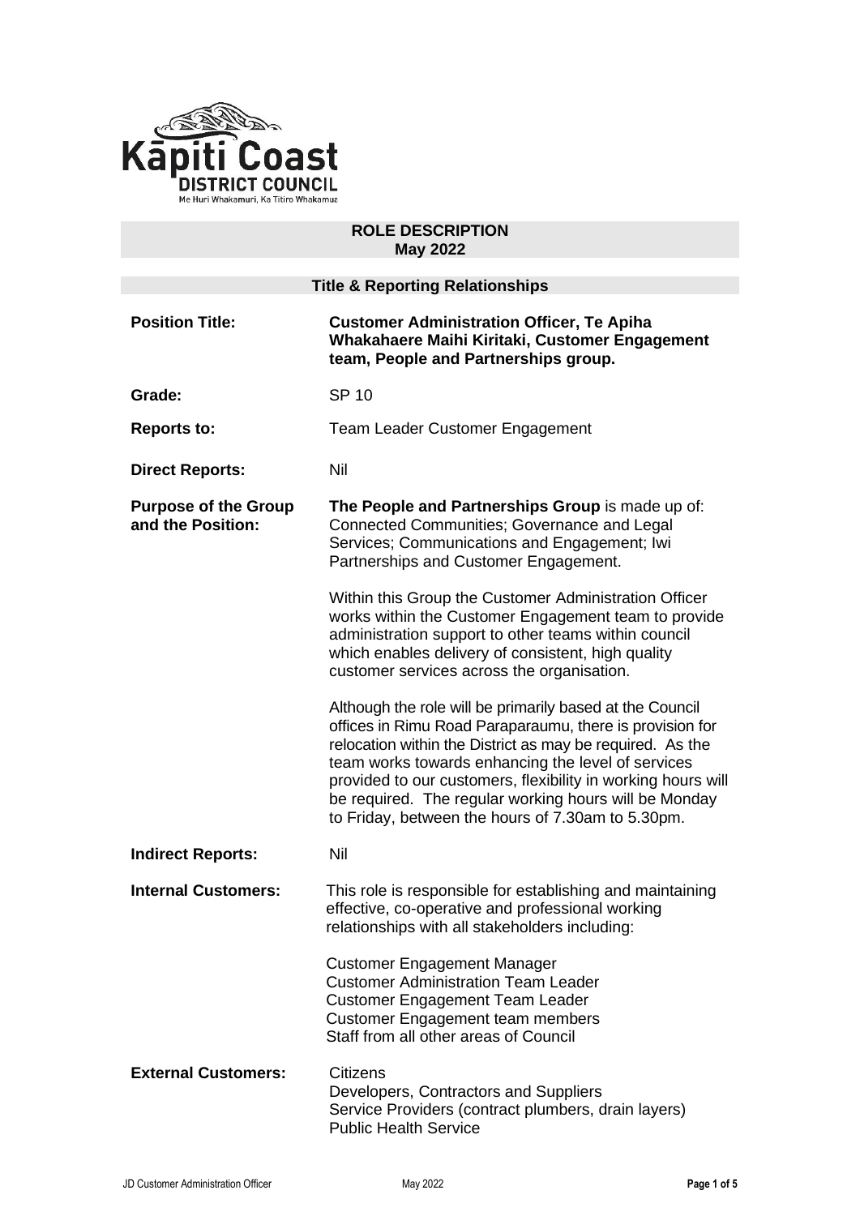Kāpiti Coast DISTRICT COUNCIL
Me Huri Whakamuri, Ka Titiro Whakamua

# ROLE DESCRIPTION
## May 2022

### Title & Reporting Relationships

**Position Title:** **Customer Administration Officer, Te Apiha Whakahaere Maihi Kiritaki, Customer Engagement team, People and Partnerships group.**

**Grade:** SP 10

**Reports to:** Team Leader Customer Engagement

**Direct Reports:** Nil

**Purpose of the Group and the Position:**

**The People and Partnerships Group** is made up of: Connected Communities; Governance and Legal Services; Communications and Engagement; Iwi Partnerships and Customer Engagement.

Within this Group the Customer Administration Officer works within the Customer Engagement team to provide administration support to other teams within council which enables delivery of consistent, high quality customer services across the organisation.

Although the role will be primarily based at the Council offices in Rimu Road Paraparaumu, there is provision for relocation within the District as may be required. As the team works towards enhancing the level of services provided to our customers, flexibility in working hours will be required. The regular working hours will be Monday to Friday, between the hours of 7.30am to 5.30pm.

**Indirect Reports:** Nil

**Internal Customers:**

This role is responsible for establishing and maintaining effective, co-operative and professional working relationships with all stakeholders including:

Customer Engagement Manager
Customer Administration Team Leader
Customer Engagement Team Leader
Customer Engagement team members
Staff from all other areas of Council

**External Customers:**

Citizens
Developers, Contractors and Suppliers
Service Providers (contract plumbers, drain layers)
Public Health Service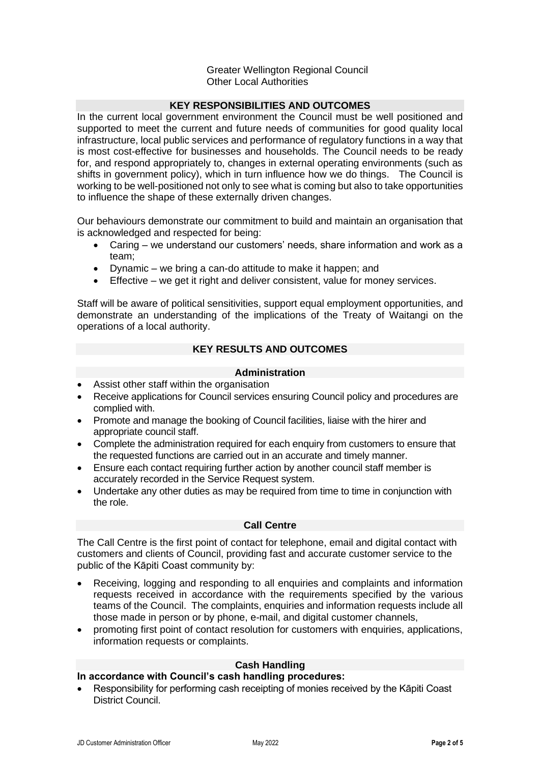Greater Wellington Regional Council
Other Local Authorities

## KEY RESPONSIBILITIES AND OUTCOMES

In the current local government environment the Council must be well positioned and supported to meet the current and future needs of communities for good quality local infrastructure, local public services and performance of regulatory functions in a way that is most cost-effective for businesses and households. The Council needs to be ready for, and respond appropriately to, changes in external operating environments (such as shifts in government policy), which in turn influence how we do things. The Council is working to be well-positioned not only to see what is coming but also to take opportunities to influence the shape of these externally driven changes.

Our behaviours demonstrate our commitment to build and maintain an organisation that is acknowledged and respected for being:

- Caring – we understand our customers' needs, share information and work as a team;
- Dynamic – we bring a can-do attitude to make it happen; and
- Effective – we get it right and deliver consistent, value for money services.

Staff will be aware of political sensitivities, support equal employment opportunities, and demonstrate an understanding of the implications of the Treaty of Waitangi on the operations of a local authority.

## KEY RESULTS AND OUTCOMES

### Administration

- Assist other staff within the organisation
- Receive applications for Council services ensuring Council policy and procedures are complied with.
- Promote and manage the booking of Council facilities, liaise with the hirer and appropriate council staff.
- Complete the administration required for each enquiry from customers to ensure that the requested functions are carried out in an accurate and timely manner.
- Ensure each contact requiring further action by another council staff member is accurately recorded in the Service Request system.
- Undertake any other duties as may be required from time to time in conjunction with the role.

### Call Centre

The Call Centre is the first point of contact for telephone, email and digital contact with customers and clients of Council, providing fast and accurate customer service to the public of the Kāpiti Coast community by:

- Receiving, logging and responding to all enquiries and complaints and information requests received in accordance with the requirements specified by the various teams of the Council. The complaints, enquiries and information requests include all those made in person or by phone, e-mail, and digital customer channels,
- promoting first point of contact resolution for customers with enquiries, applications, information requests or complaints.

### Cash Handling

**In accordance with Council's cash handling procedures:**

- Responsibility for performing cash receipting of monies received by the Kāpiti Coast District Council.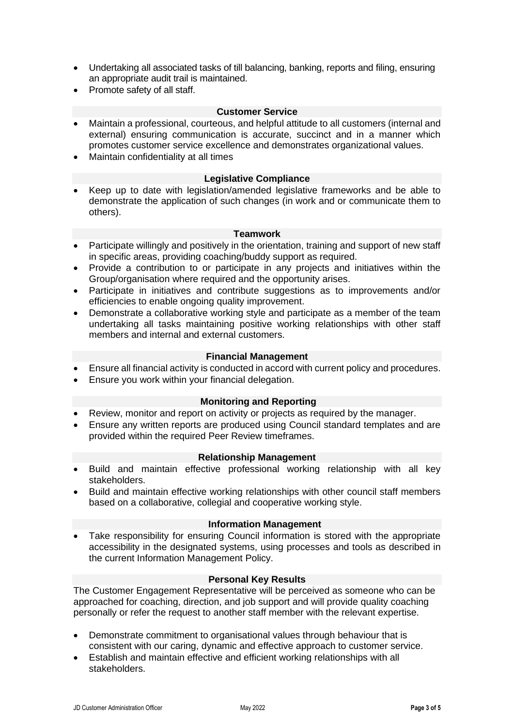- Undertaking all associated tasks of till balancing, banking, reports and filing, ensuring an appropriate audit trail is maintained.
- Promote safety of all staff.

### Customer Service

- Maintain a professional, courteous, and helpful attitude to all customers (internal and external) ensuring communication is accurate, succinct and in a manner which promotes customer service excellence and demonstrates organizational values.
- Maintain confidentiality at all times

### Legislative Compliance

- Keep up to date with legislation/amended legislative frameworks and be able to demonstrate the application of such changes (in work and or communicate them to others).

### Teamwork

- Participate willingly and positively in the orientation, training and support of new staff in specific areas, providing coaching/buddy support as required.
- Provide a contribution to or participate in any projects and initiatives within the Group/organisation where required and the opportunity arises.
- Participate in initiatives and contribute suggestions as to improvements and/or efficiencies to enable ongoing quality improvement.
- Demonstrate a collaborative working style and participate as a member of the team undertaking all tasks maintaining positive working relationships with other staff members and internal and external customers.

### Financial Management

- Ensure all financial activity is conducted in accord with current policy and procedures.
- Ensure you work within your financial delegation.

### Monitoring and Reporting

- Review, monitor and report on activity or projects as required by the manager.
- Ensure any written reports are produced using Council standard templates and are provided within the required Peer Review timeframes.

### Relationship Management

- Build and maintain effective professional working relationship with all key stakeholders.
- Build and maintain effective working relationships with other council staff members based on a collaborative, collegial and cooperative working style.

### Information Management

- Take responsibility for ensuring Council information is stored with the appropriate accessibility in the designated systems, using processes and tools as described in the current Information Management Policy.

### Personal Key Results

The Customer Engagement Representative will be perceived as someone who can be approached for coaching, direction, and job support and will provide quality coaching personally or refer the request to another staff member with the relevant expertise.

- Demonstrate commitment to organisational values through behaviour that is consistent with our caring, dynamic and effective approach to customer service.
- Establish and maintain effective and efficient working relationships with all stakeholders.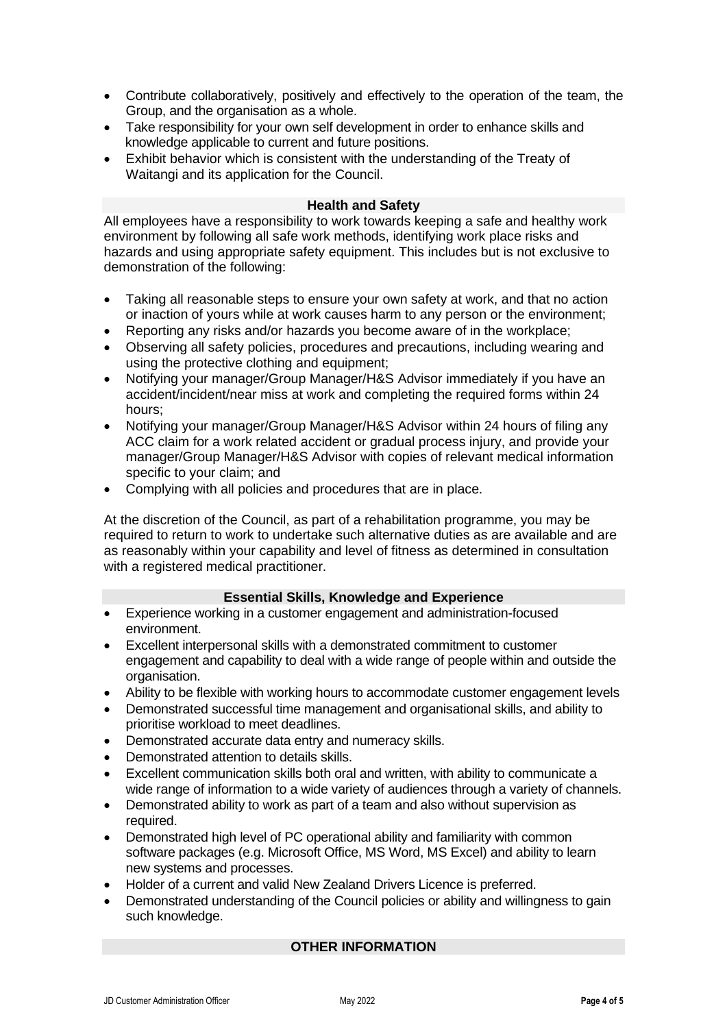- Contribute collaboratively, positively and effectively to the operation of the team, the Group, and the organisation as a whole.
- Take responsibility for your own self development in order to enhance skills and knowledge applicable to current and future positions.
- Exhibit behavior which is consistent with the understanding of the Treaty of Waitangi and its application for the Council.

## Health and Safety

All employees have a responsibility to work towards keeping a safe and healthy work environment by following all safe work methods, identifying work place risks and hazards and using appropriate safety equipment. This includes but is not exclusive to demonstration of the following:

- Taking all reasonable steps to ensure your own safety at work, and that no action or inaction of yours while at work causes harm to any person or the environment;
- Reporting any risks and/or hazards you become aware of in the workplace;
- Observing all safety policies, procedures and precautions, including wearing and using the protective clothing and equipment;
- Notifying your manager/Group Manager/H&S Advisor immediately if you have an accident/incident/near miss at work and completing the required forms within 24 hours;
- Notifying your manager/Group Manager/H&S Advisor within 24 hours of filing any ACC claim for a work related accident or gradual process injury, and provide your manager/Group Manager/H&S Advisor with copies of relevant medical information specific to your claim; and
- Complying with all policies and procedures that are in place.

At the discretion of the Council, as part of a rehabilitation programme, you may be required to return to work to undertake such alternative duties as are available and are as reasonably within your capability and level of fitness as determined in consultation with a registered medical practitioner.

## Essential Skills, Knowledge and Experience

- Experience working in a customer engagement and administration-focused environment.
- Excellent interpersonal skills with a demonstrated commitment to customer engagement and capability to deal with a wide range of people within and outside the organisation.
- Ability to be flexible with working hours to accommodate customer engagement levels
- Demonstrated successful time management and organisational skills, and ability to prioritise workload to meet deadlines.
- Demonstrated accurate data entry and numeracy skills.
- Demonstrated attention to details skills.
- Excellent communication skills both oral and written, with ability to communicate a wide range of information to a wide variety of audiences through a variety of channels.
- Demonstrated ability to work as part of a team and also without supervision as required.
- Demonstrated high level of PC operational ability and familiarity with common software packages (e.g. Microsoft Office, MS Word, MS Excel) and ability to learn new systems and processes.
- Holder of a current and valid New Zealand Drivers Licence is preferred.
- Demonstrated understanding of the Council policies or ability and willingness to gain such knowledge.

## OTHER INFORMATION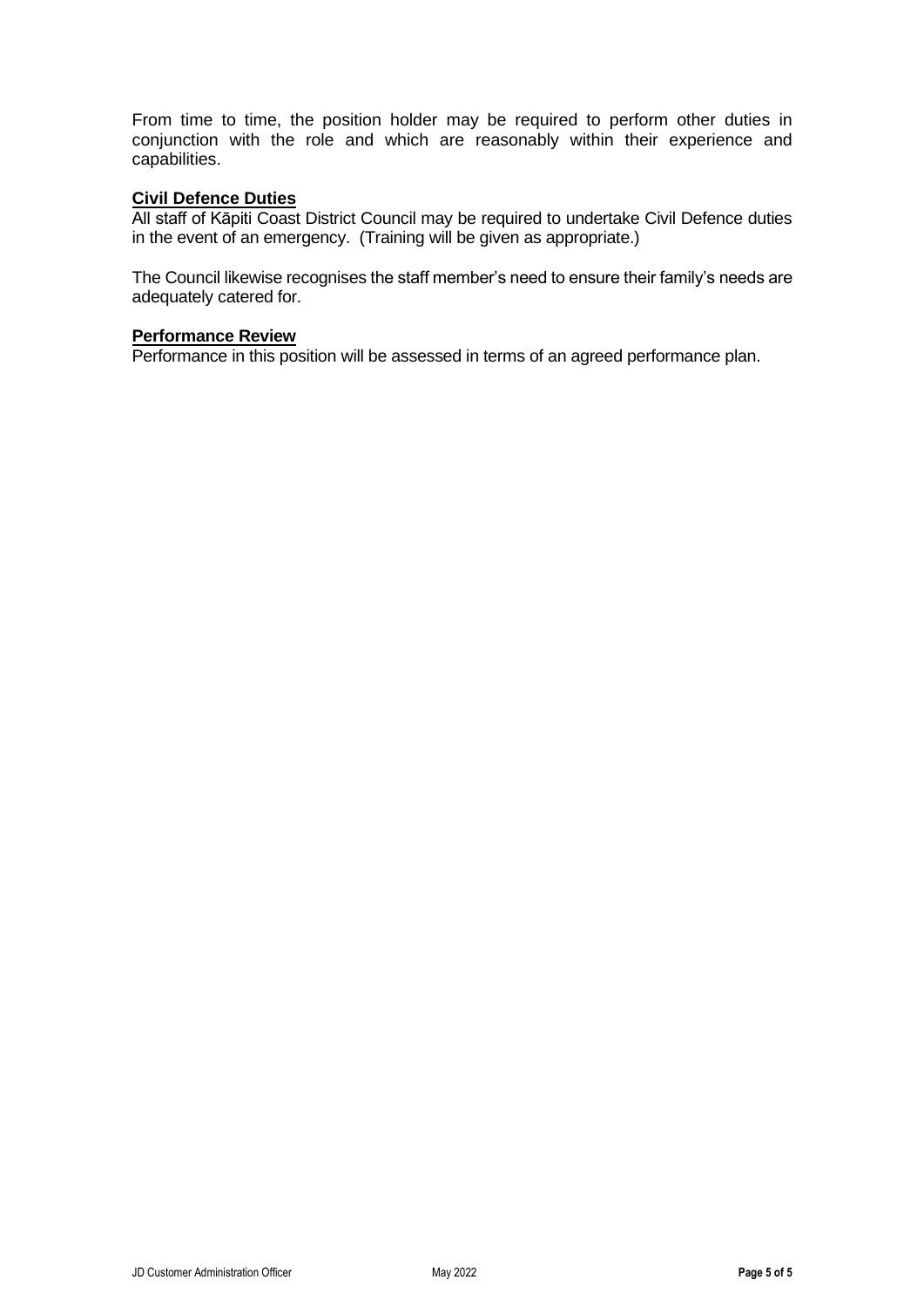From time to time, the position holder may be required to perform other duties in conjunction with the role and which are reasonably within their experience and capabilities.

**Civil Defence Duties**

All staff of Kāpiti Coast District Council may be required to undertake Civil Defence duties in the event of an emergency. (Training will be given as appropriate.)

The Council likewise recognises the staff member's need to ensure their family's needs are adequately catered for.

**Performance Review**

Performance in this position will be assessed in terms of an agreed performance plan.